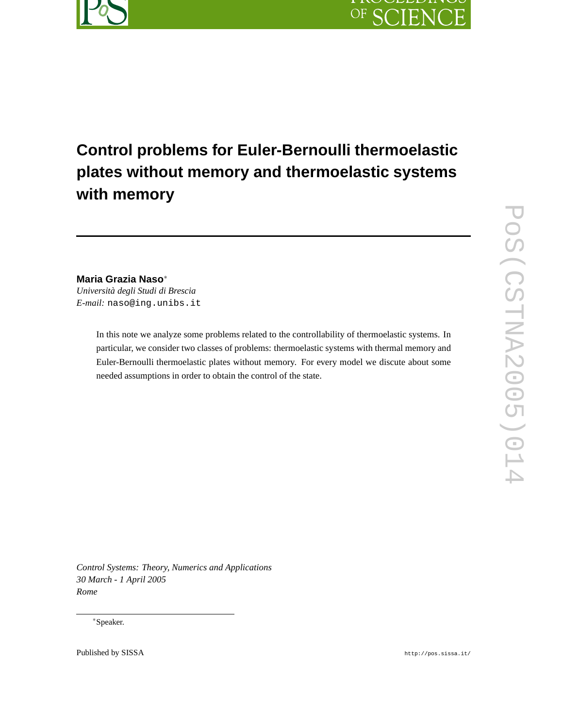# Control problems for Euler-Bernoulli thermoelastic plates without memory and thermoelastic systems with memory

**Maria Grazia Naso**[*]

*Università degli Studi di Brescia*

*E-mail:* naso@ing.unibs.it

In this note we analyze some problems related to the controllability of thermoelastic systems. In particular, we consider two classes of problems: thermoelastic systems with thermal memory and Euler-Bernoulli thermoelastic plates without memory. For every model we discute about some needed assumptions in order to obtain the control of the state.

*Control Systems: Theory, Numerics and Applications*
*30 March - 1 April 2005*
*Rome*

[*]Speaker.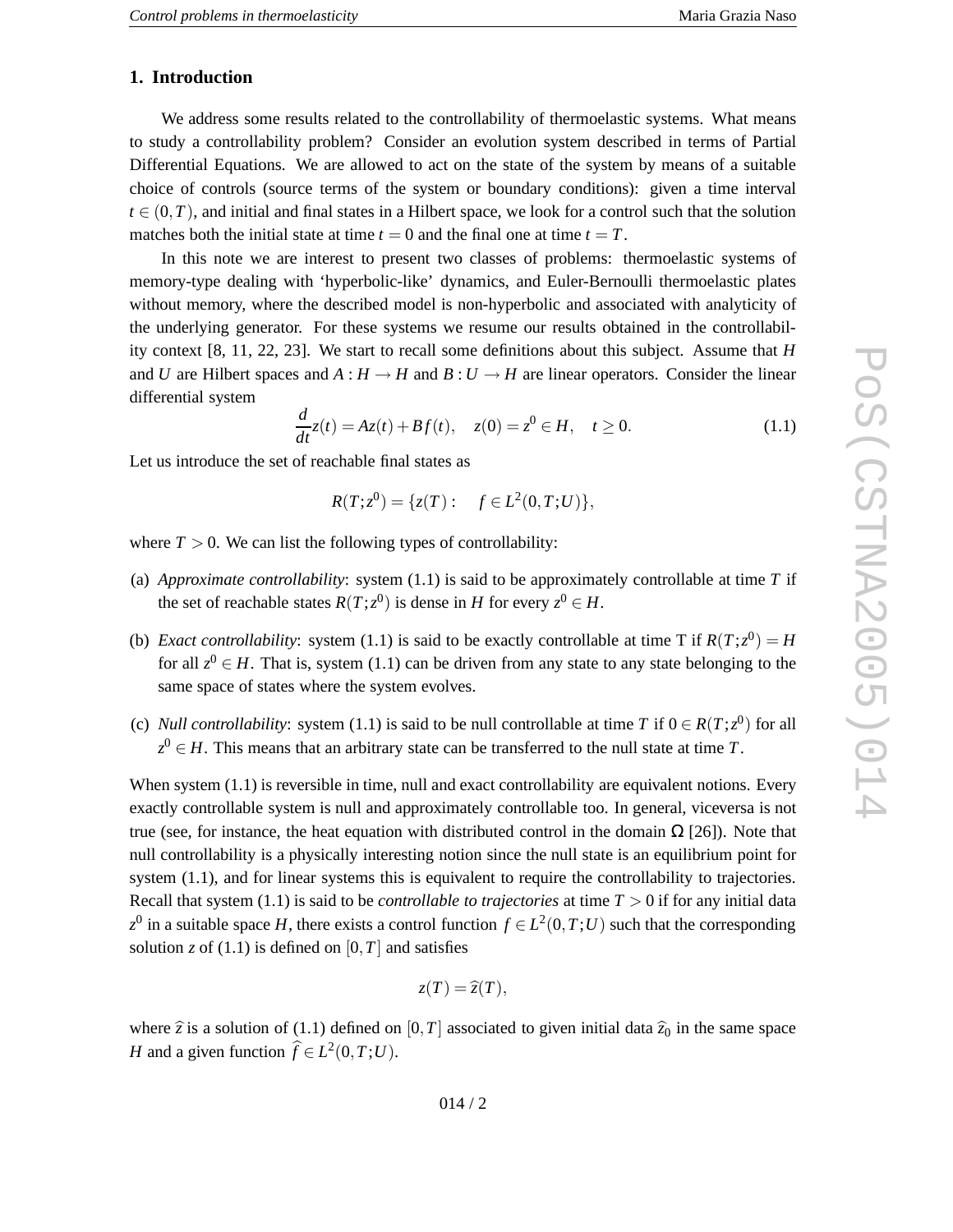## 1. Introduction

We address some results related to the controllability of thermoelastic systems. What means to study a controllability problem? Consider an evolution system described in terms of Partial Differential Equations. We are allowed to act on the state of the system by means of a suitable choice of controls (source terms of the system or boundary conditions): given a time interval $t \in (0,T)$, and initial and final states in a Hilbert space, we look for a control such that the solution matches both the initial state at time $t = 0$ and the final one at time $t = T$.

In this note we are interest to present two classes of problems: thermoelastic systems of memory-type dealing with 'hyperbolic-like' dynamics, and Euler-Bernoulli thermoelastic plates without memory, where the described model is non-hyperbolic and associated with analyticity of the underlying generator. For these systems we resume our results obtained in the controllability context [8, 11, 22, 23]. We start to recall some definitions about this subject. Assume that $H$ and $U$ are Hilbert spaces and $A : H \to H$ and $B : U \to H$ are linear operators. Consider the linear differential system

$$\frac{d}{dt}z(t) = Az(t) + Bf(t), \quad z(0) = z^0 \in H, \quad t \geq 0. \tag{1.1}$$

Let us introduce the set of reachable final states as

$$R(T;z^0) = \{z(T) : \quad f \in L^2(0,T;U)\},$$

where $T > 0$. We can list the following types of controllability:

(a) *Approximate controllability*: system (1.1) is said to be approximately controllable at time $T$ if the set of reachable states $R(T;z^0)$ is dense in $H$ for every $z^0 \in H$.

(b) *Exact controllability*: system (1.1) is said to be exactly controllable at time T if $R(T;z^0) = H$ for all $z^0 \in H$. That is, system (1.1) can be driven from any state to any state belonging to the same space of states where the system evolves.

(c) *Null controllability*: system (1.1) is said to be null controllable at time $T$ if $0 \in R(T;z^0)$ for all $z^0 \in H$. This means that an arbitrary state can be transferred to the null state at time $T$.

When system (1.1) is reversible in time, null and exact controllability are equivalent notions. Every exactly controllable system is null and approximately controllable too. In general, viceversa is not true (see, for instance, the heat equation with distributed control in the domain $\Omega$ [26]). Note that null controllability is a physically interesting notion since the null state is an equilibrium point for system (1.1), and for linear systems this is equivalent to require the controllability to trajectories. Recall that system (1.1) is said to be *controllable to trajectories* at time $T > 0$ if for any initial data $z^0$ in a suitable space $H$, there exists a control function $f \in L^2(0,T;U)$ such that the corresponding solution $z$ of (1.1) is defined on $[0,T]$ and satisfies

$$z(T) = \widehat{z}(T),$$

where $\widehat{z}$ is a solution of (1.1) defined on $[0,T]$ associated to given initial data $\widehat{z}_0$ in the same space $H$ and a given function $\widehat{f} \in L^2(0,T;U)$.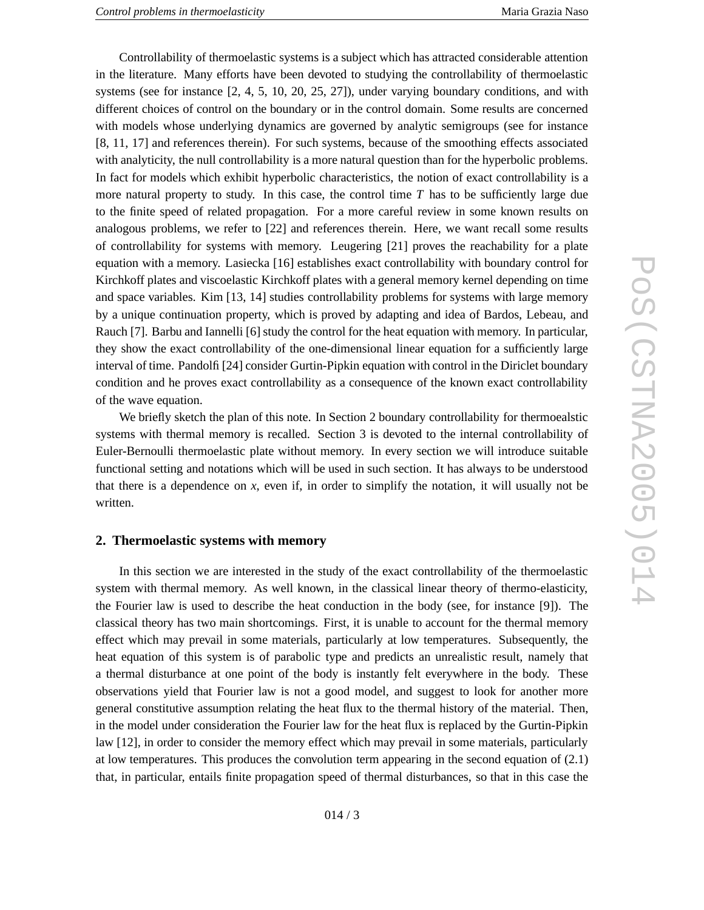Controllability of thermoelastic systems is a subject which has attracted considerable attention in the literature. Many efforts have been devoted to studying the controllability of thermoelastic systems (see for instance [2, 4, 5, 10, 20, 25, 27]), under varying boundary conditions, and with different choices of control on the boundary or in the control domain. Some results are concerned with models whose underlying dynamics are governed by analytic semigroups (see for instance [8, 11, 17] and references therein). For such systems, because of the smoothing effects associated with analyticity, the null controllability is a more natural question than for the hyperbolic problems. In fact for models which exhibit hyperbolic characteristics, the notion of exact controllability is a more natural property to study. In this case, the control time $T$ has to be sufficiently large due to the finite speed of related propagation. For a more careful review in some known results on analogous problems, we refer to [22] and references therein. Here, we want recall some results of controllability for systems with memory. Leugering [21] proves the reachability for a plate equation with a memory. Lasiecka [16] establishes exact controllability with boundary control for Kirchkoff plates and viscoelastic Kirchkoff plates with a general memory kernel depending on time and space variables. Kim [13, 14] studies controllability problems for systems with large memory by a unique continuation property, which is proved by adapting and idea of Bardos, Lebeau, and Rauch [7]. Barbu and Iannelli [6] study the control for the heat equation with memory. In particular, they show the exact controllability of the one-dimensional linear equation for a sufficiently large interval of time. Pandolfi [24] consider Gurtin-Pipkin equation with control in the Diriclet boundary condition and he proves exact controllability as a consequence of the known exact controllability of the wave equation.

We briefly sketch the plan of this note. In Section 2 boundary controllability for thermoealstic systems with thermal memory is recalled. Section 3 is devoted to the internal controllability of Euler-Bernoulli thermoelastic plate without memory. In every section we will introduce suitable functional setting and notations which will be used in such section. It has always to be understood that there is a dependence on $x$, even if, in order to simplify the notation, it will usually not be written.

## 2. Thermoelastic systems with memory

In this section we are interested in the study of the exact controllability of the thermoelastic system with thermal memory. As well known, in the classical linear theory of thermo-elasticity, the Fourier law is used to describe the heat conduction in the body (see, for instance [9]). The classical theory has two main shortcomings. First, it is unable to account for the thermal memory effect which may prevail in some materials, particularly at low temperatures. Subsequently, the heat equation of this system is of parabolic type and predicts an unrealistic result, namely that a thermal disturbance at one point of the body is instantly felt everywhere in the body. These observations yield that Fourier law is not a good model, and suggest to look for another more general constitutive assumption relating the heat flux to the thermal history of the material. Then, in the model under consideration the Fourier law for the heat flux is replaced by the Gurtin-Pipkin law [12], in order to consider the memory effect which may prevail in some materials, particularly at low temperatures. This produces the convolution term appearing in the second equation of (2.1) that, in particular, entails finite propagation speed of thermal disturbances, so that in this case the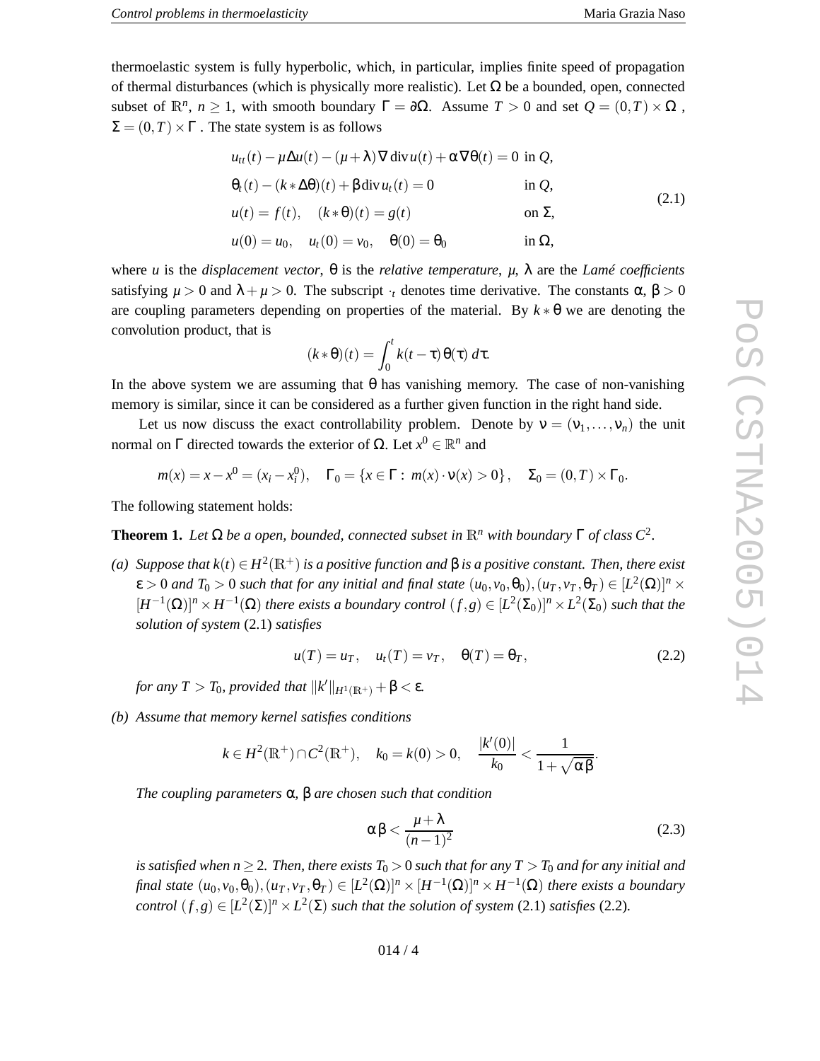thermoelastic system is fully hyperbolic, which, in particular, implies finite speed of propagation of thermal disturbances (which is physically more realistic). Let $\Omega$ be a bounded, open, connected subset of $\mathbb{R}^n$, $n \geq 1$, with smooth boundary $\Gamma = \partial\Omega$. Assume $T > 0$ and set $Q = (0,T) \times \Omega$, $\Sigma = (0,T) \times \Gamma$. The state system is as follows

$$
\begin{aligned}
&u_{tt}(t) - \mu\Delta u(t) - (\mu+\lambda)\nabla \operatorname{div} u(t) + \alpha\nabla\theta(t) = 0 && \text{in } Q,\\
&\theta_t(t) - (k*\Delta\theta)(t) + \beta \operatorname{div} u_t(t) = 0 && \text{in } Q,\\
&u(t) = f(t), \quad (k*\theta)(t) = g(t) && \text{on } \Sigma,\\
&u(0) = u_0, \quad u_t(0) = v_0, \quad \theta(0) = \theta_0 && \text{in } \Omega,
\end{aligned}
\tag{2.1}
$$

where $u$ is the *displacement vector*, $\theta$ is the *relative temperature*, $\mu$, $\lambda$ are the *Lamé coefficients* satisfying $\mu > 0$ and $\lambda + \mu > 0$. The subscript $\cdot_t$ denotes time derivative. The constants $\alpha$, $\beta > 0$ are coupling parameters depending on properties of the material. By $k*\theta$ we are denoting the convolution product, that is

$$
(k*\theta)(t) = \int_0^t k(t-\tau)\,\theta(\tau)\,d\tau.
$$

In the above system we are assuming that $\theta$ has vanishing memory. The case of non-vanishing memory is similar, since it can be considered as a further given function in the right hand side.

Let us now discuss the exact controllability problem. Denote by $\nu = (\nu_1, \ldots, \nu_n)$ the unit normal on $\Gamma$ directed towards the exterior of $\Omega$. Let $x^0 \in \mathbb{R}^n$ and

$$
m(x) = x - x^0 = (x_i - x_i^0), \quad \Gamma_0 = \{x \in \Gamma : m(x)\cdot\nu(x) > 0\}, \quad \Sigma_0 = (0,T) \times \Gamma_0.
$$

The following statement holds:

**Theorem 1.** *Let $\Omega$ be a open, bounded, connected subset in $\mathbb{R}^n$ with boundary $\Gamma$ of class $C^2$.*

*(a) Suppose that $k(t) \in H^2(\mathbb{R}^+)$ is a positive function and $\beta$ is a positive constant. Then, there exist $\varepsilon > 0$ and $T_0 > 0$ such that for any initial and final state $(u_0, v_0, \theta_0), (u_T, v_T, \theta_T) \in [L^2(\Omega)]^n \times [H^{-1}(\Omega)]^n \times H^{-1}(\Omega)$ there exists a boundary control $(f,g) \in [L^2(\Sigma_0)]^n \times L^2(\Sigma_0)$ such that the solution of system* (2.1) *satisfies*

$$
u(T) = u_T, \quad u_t(T) = v_T, \quad \theta(T) = \theta_T,
\tag{2.2}
$$

*for any $T > T_0$, provided that $\|k'\|_{H^1(\mathbb{R}^+)} + \beta < \varepsilon$.*

*(b) Assume that memory kernel satisfies conditions*

$$
k \in H^2(\mathbb{R}^+) \cap C^2(\mathbb{R}^+), \quad k_0 = k(0) > 0, \quad \frac{|k'(0)|}{k_0} < \frac{1}{1+\sqrt{\alpha\beta}}.
$$

*The coupling parameters $\alpha$, $\beta$ are chosen such that condition*

$$
\alpha\beta < \frac{\mu+\lambda}{(n-1)^2}
\tag{2.3}
$$

*is satisfied when $n \geq 2$. Then, there exists $T_0 > 0$ such that for any $T > T_0$ and for any initial and final state $(u_0, v_0, \theta_0), (u_T, v_T, \theta_T) \in [L^2(\Omega)]^n \times [H^{-1}(\Omega)]^n \times H^{-1}(\Omega)$ there exists a boundary control $(f,g) \in [L^2(\Sigma)]^n \times L^2(\Sigma)$ such that the solution of system* (2.1) *satisfies* (2.2)*.*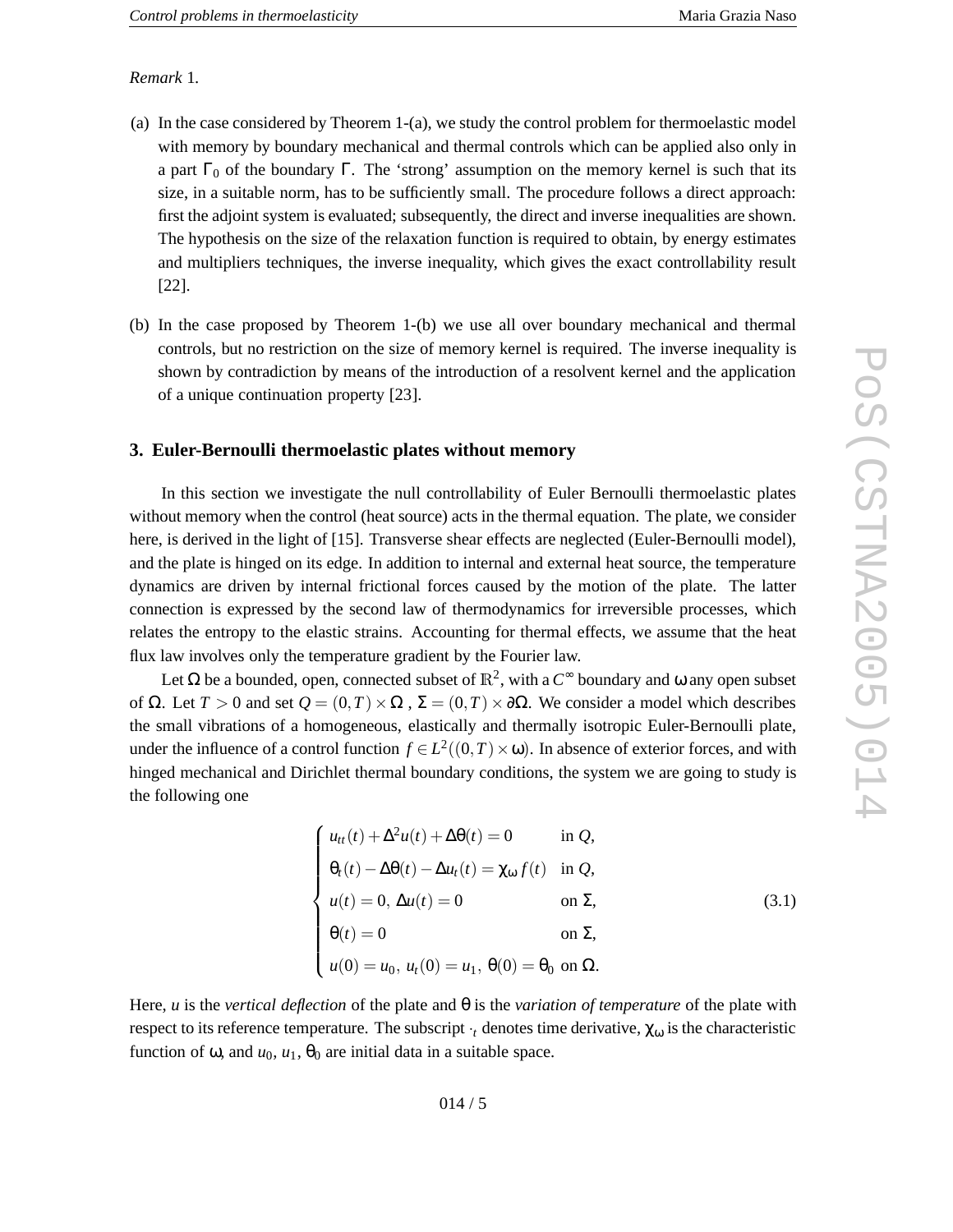*Remark* 1.

(a) In the case considered by Theorem 1-(a), we study the control problem for thermoelastic model with memory by boundary mechanical and thermal controls which can be applied also only in a part $\Gamma_0$ of the boundary $\Gamma$. The 'strong' assumption on the memory kernel is such that its size, in a suitable norm, has to be sufficiently small. The procedure follows a direct approach: first the adjoint system is evaluated; subsequently, the direct and inverse inequalities are shown. The hypothesis on the size of the relaxation function is required to obtain, by energy estimates and multipliers techniques, the inverse inequality, which gives the exact controllability result [22].

(b) In the case proposed by Theorem 1-(b) we use all over boundary mechanical and thermal controls, but no restriction on the size of memory kernel is required. The inverse inequality is shown by contradiction by means of the introduction of a resolvent kernel and the application of a unique continuation property [23].

## 3. Euler-Bernoulli thermoelastic plates without memory

In this section we investigate the null controllability of Euler Bernoulli thermoelastic plates without memory when the control (heat source) acts in the thermal equation. The plate, we consider here, is derived in the light of [15]. Transverse shear effects are neglected (Euler-Bernoulli model), and the plate is hinged on its edge. In addition to internal and external heat source, the temperature dynamics are driven by internal frictional forces caused by the motion of the plate. The latter connection is expressed by the second law of thermodynamics for irreversible processes, which relates the entropy to the elastic strains. Accounting for thermal effects, we assume that the heat flux law involves only the temperature gradient by the Fourier law.

Let $\Omega$ be a bounded, open, connected subset of $\mathbb{R}^2$, with a $C^\infty$ boundary and $\omega$ any open subset of $\Omega$. Let $T > 0$ and set $Q = (0,T) \times \Omega$ , $\Sigma = (0,T) \times \partial\Omega$. We consider a model which describes the small vibrations of a homogeneous, elastically and thermally isotropic Euler-Bernoulli plate, under the influence of a control function $f \in L^2((0,T) \times \omega)$. In absence of exterior forces, and with hinged mechanical and Dirichlet thermal boundary conditions, the system we are going to study is the following one

$$\begin{cases} u_{tt}(t) + \Delta^2 u(t) + \Delta\theta(t) = 0 & \text{in } Q, \\ \theta_t(t) - \Delta\theta(t) - \Delta u_t(t) = \chi_\omega f(t) & \text{in } Q, \\ u(t) = 0,\ \Delta u(t) = 0 & \text{on } \Sigma, \\ \theta(t) = 0 & \text{on } \Sigma, \\ u(0) = u_0,\ u_t(0) = u_1,\ \theta(0) = \theta_0 & \text{on } \Omega. \end{cases} \tag{3.1}$$

Here, $u$ is the *vertical deflection* of the plate and $\theta$ is the *variation of temperature* of the plate with respect to its reference temperature. The subscript $\cdot_t$ denotes time derivative, $\chi_\omega$ is the characteristic function of $\omega$, and $u_0$, $u_1$, $\theta_0$ are initial data in a suitable space.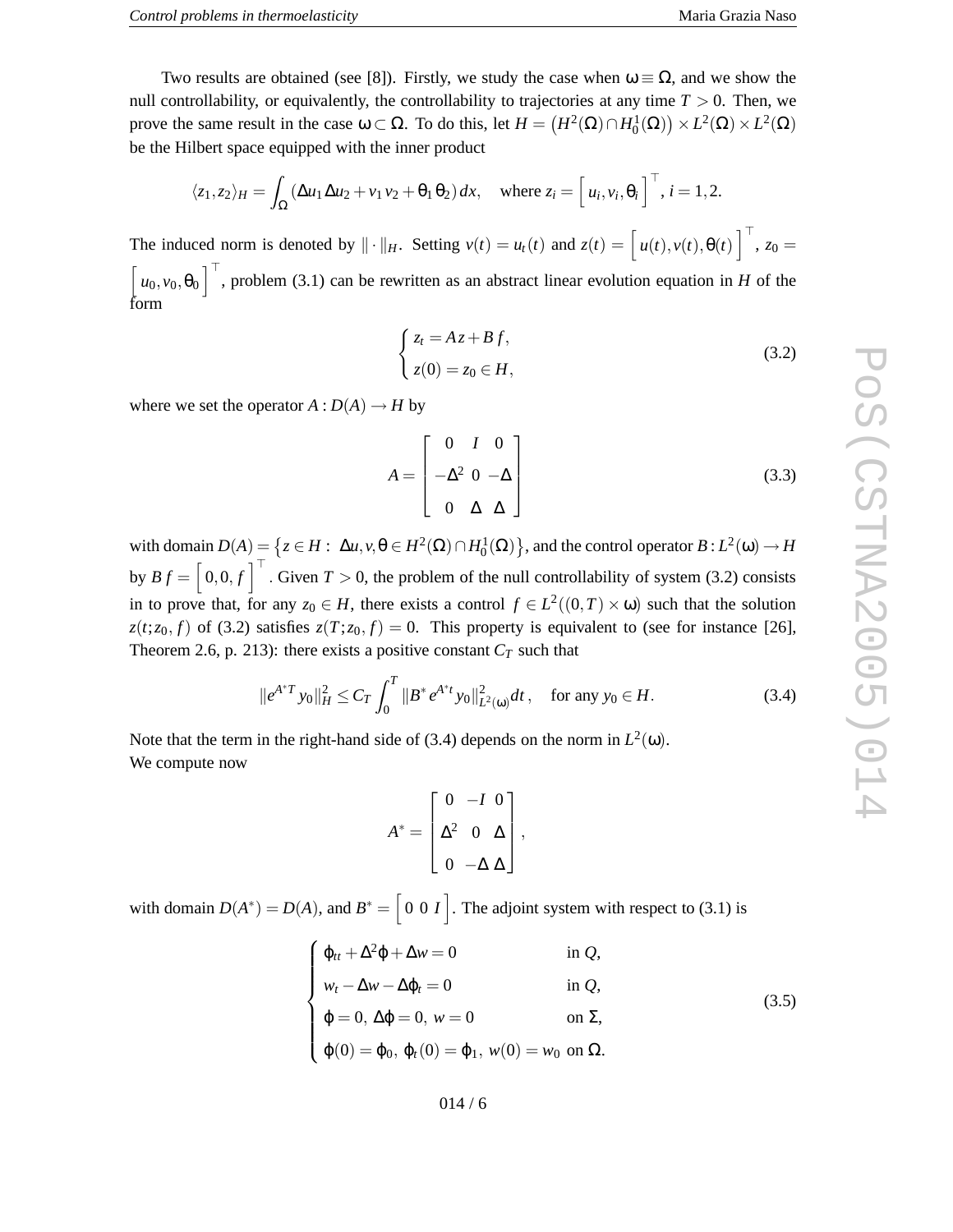Two results are obtained (see [8]). Firstly, we study the case when $\omega \equiv \Omega$, and we show the null controllability, or equivalently, the controllability to trajectories at any time $T > 0$. Then, we prove the same result in the case $\omega \subset \Omega$. To do this, let $H = \left(H^2(\Omega) \cap H_0^1(\Omega)\right) \times L^2(\Omega) \times L^2(\Omega)$ be the Hilbert space equipped with the inner product

$$\langle z_1, z_2 \rangle_H = \int_\Omega (\Delta u_1 \Delta u_2 + v_1 v_2 + \theta_1 \theta_2)\, dx, \quad \text{where } z_i = \left[ u_i, v_i, \theta_i \right]^\top, \, i = 1, 2.$$

The induced norm is denoted by $\| \cdot \|_H$. Setting $v(t) = u_t(t)$ and $z(t) = \left[ u(t), v(t), \theta(t) \right]^\top$, $z_0 = \left[ u_0, v_0, \theta_0 \right]^\top$, problem (3.1) can be rewritten as an abstract linear evolution equation in $H$ of the form

$$\begin{cases} z_t = Az + Bf, \\ z(0) = z_0 \in H, \end{cases} \tag{3.2}$$

where we set the operator $A : D(A) \to H$ by

$$A = \begin{bmatrix} 0 & I & 0 \\ -\Delta^2 & 0 & -\Delta \\ 0 & \Delta & \Delta \end{bmatrix} \tag{3.3}$$

with domain $D(A) = \left\{ z \in H : \ \Delta u, v, \theta \in H^2(\Omega) \cap H_0^1(\Omega) \right\}$, and the control operator $B : L^2(\omega) \to H$ by $Bf = \left[ 0, 0, f \right]^\top$. Given $T > 0$, the problem of the null controllability of system (3.2) consists in to prove that, for any $z_0 \in H$, there exists a control $f \in L^2((0,T) \times \omega)$ such that the solution $z(t; z_0, f)$ of (3.2) satisfies $z(T; z_0, f) = 0$. This property is equivalent to (see for instance [26], Theorem 2.6, p. 213): there exists a positive constant $C_T$ such that

$$\| e^{A^* T} y_0 \|_H^2 \le C_T \int_0^T \| B^* e^{A^* t} y_0 \|_{L^2(\omega)}^2 dt, \quad \text{for any } y_0 \in H. \tag{3.4}$$

Note that the term in the right-hand side of (3.4) depends on the norm in $L^2(\omega)$.
We compute now

$$A^* = \begin{bmatrix} 0 & -I & 0 \\ \Delta^2 & 0 & \Delta \\ 0 & -\Delta & \Delta \end{bmatrix},$$

with domain $D(A^*) = D(A)$, and $B^* = \left[ 0 \ 0 \ I \right]$. The adjoint system with respect to (3.1) is

$$\begin{cases} \varphi_{tt} + \Delta^2 \varphi + \Delta w = 0 & \text{in } Q, \\ w_t - \Delta w - \Delta \varphi_t = 0 & \text{in } Q, \\ \varphi = 0, \ \Delta \varphi = 0, \ w = 0 & \text{on } \Sigma, \\ \varphi(0) = \varphi_0, \ \varphi_t(0) = \varphi_1, \ w(0) = w_0 & \text{on } \Omega. \end{cases} \tag{3.5}$$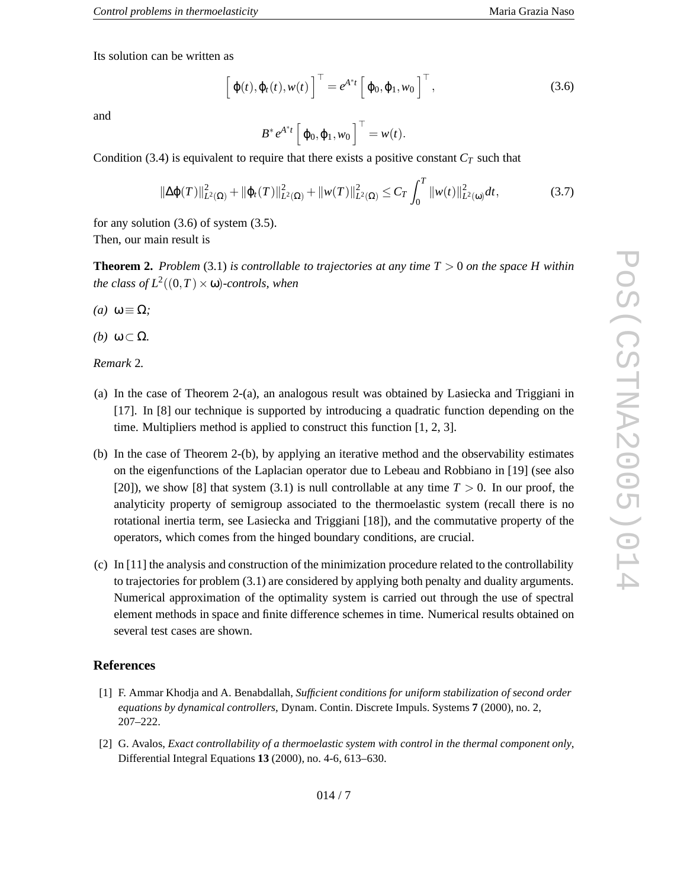Its solution can be written as

$$\Big[\,\varphi(t), \varphi_t(t), w(t)\,\Big]^\top = e^{A^* t}\Big[\,\varphi_0, \varphi_1, w_0\,\Big]^\top, \tag{3.6}$$

and

$$B^* e^{A^* t}\Big[\,\varphi_0, \varphi_1, w_0\,\Big]^\top = w(t).$$

Condition (3.4) is equivalent to require that there exists a positive constant $C_T$ such that

$$\|\Delta\varphi(T)\|^2_{L^2(\Omega)} + \|\varphi_t(T)\|^2_{L^2(\Omega)} + \|w(T)\|^2_{L^2(\Omega)} \le C_T \int_0^T \|w(t)\|^2_{L^2(\omega)} dt, \tag{3.7}$$

for any solution (3.6) of system (3.5).
Then, our main result is

**Theorem 2.** *Problem* (3.1) *is controllable to trajectories at any time $T > 0$ on the space $H$ within the class of $L^2((0,T)\times\omega)$-controls, when*

*(a)* $\omega \equiv \Omega$*;*

*(b)* $\omega \subset \Omega$*.*

*Remark* 2.

(a) In the case of Theorem 2-(a), an analogous result was obtained by Lasiecka and Triggiani in [17]. In [8] our technique is supported by introducing a quadratic function depending on the time. Multipliers method is applied to construct this function [1, 2, 3].

(b) In the case of Theorem 2-(b), by applying an iterative method and the observability estimates on the eigenfunctions of the Laplacian operator due to Lebeau and Robbiano in [19] (see also [20]), we show [8] that system (3.1) is null controllable at any time $T > 0$. In our proof, the analyticity property of semigroup associated to the thermoelastic system (recall there is no rotational inertia term, see Lasiecka and Triggiani [18]), and the commutative property of the operators, which comes from the hinged boundary conditions, are crucial.

(c) In [11] the analysis and construction of the minimization procedure related to the controllability to trajectories for problem (3.1) are considered by applying both penalty and duality arguments. Numerical approximation of the optimality system is carried out through the use of spectral element methods in space and finite difference schemes in time. Numerical results obtained on several test cases are shown.

## References

[1] F. Ammar Khodja and A. Benabdallah, *Sufficient conditions for uniform stabilization of second order equations by dynamical controllers*, Dynam. Contin. Discrete Impuls. Systems **7** (2000), no. 2, 207–222.

[2] G. Avalos, *Exact controllability of a thermoelastic system with control in the thermal component only*, Differential Integral Equations **13** (2000), no. 4-6, 613–630.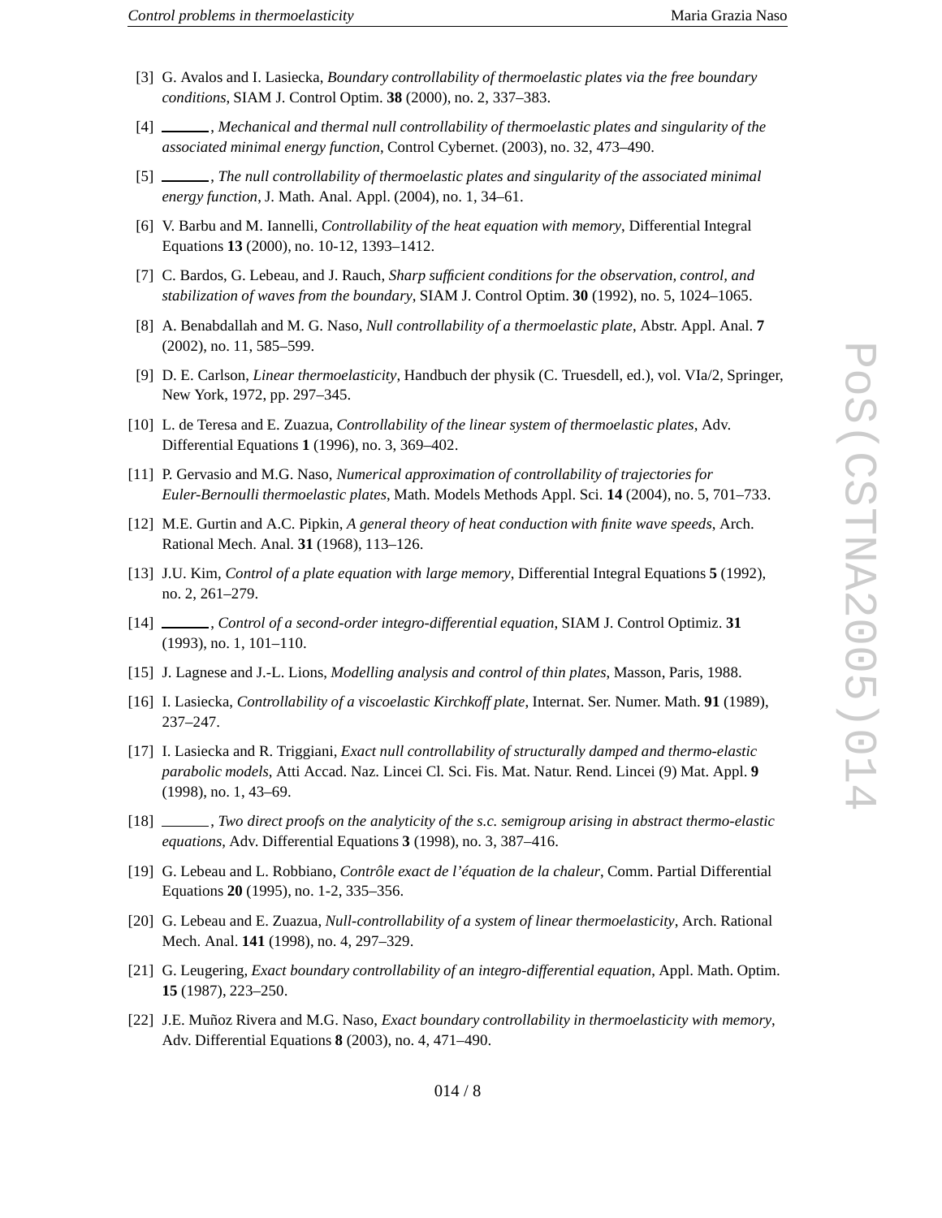[3] G. Avalos and I. Lasiecka, *Boundary controllability of thermoelastic plates via the free boundary conditions*, SIAM J. Control Optim. **38** (2000), no. 2, 337–383.

[4] ______, *Mechanical and thermal null controllability of thermoelastic plates and singularity of the associated minimal energy function*, Control Cybernet. (2003), no. 32, 473–490.

[5] ______, *The null controllability of thermoelastic plates and singularity of the associated minimal energy function*, J. Math. Anal. Appl. (2004), no. 1, 34–61.

[6] V. Barbu and M. Iannelli, *Controllability of the heat equation with memory*, Differential Integral Equations **13** (2000), no. 10-12, 1393–1412.

[7] C. Bardos, G. Lebeau, and J. Rauch, *Sharp sufficient conditions for the observation, control, and stabilization of waves from the boundary*, SIAM J. Control Optim. **30** (1992), no. 5, 1024–1065.

[8] A. Benabdallah and M. G. Naso, *Null controllability of a thermoelastic plate*, Abstr. Appl. Anal. **7** (2002), no. 11, 585–599.

[9] D. E. Carlson, *Linear thermoelasticity*, Handbuch der physik (C. Truesdell, ed.), vol. VIa/2, Springer, New York, 1972, pp. 297–345.

[10] L. de Teresa and E. Zuazua, *Controllability of the linear system of thermoelastic plates*, Adv. Differential Equations **1** (1996), no. 3, 369–402.

[11] P. Gervasio and M.G. Naso, *Numerical approximation of controllability of trajectories for Euler-Bernoulli thermoelastic plates*, Math. Models Methods Appl. Sci. **14** (2004), no. 5, 701–733.

[12] M.E. Gurtin and A.C. Pipkin, *A general theory of heat conduction with finite wave speeds*, Arch. Rational Mech. Anal. **31** (1968), 113–126.

[13] J.U. Kim, *Control of a plate equation with large memory*, Differential Integral Equations **5** (1992), no. 2, 261–279.

[14] ______, *Control of a second-order integro-differential equation*, SIAM J. Control Optimiz. **31** (1993), no. 1, 101–110.

[15] J. Lagnese and J.-L. Lions, *Modelling analysis and control of thin plates*, Masson, Paris, 1988.

[16] I. Lasiecka, *Controllability of a viscoelastic Kirchkoff plate*, Internat. Ser. Numer. Math. **91** (1989), 237–247.

[17] I. Lasiecka and R. Triggiani, *Exact null controllability of structurally damped and thermo-elastic parabolic models*, Atti Accad. Naz. Lincei Cl. Sci. Fis. Mat. Natur. Rend. Lincei (9) Mat. Appl. **9** (1998), no. 1, 43–69.

[18] ______, *Two direct proofs on the analyticity of the s.c. semigroup arising in abstract thermo-elastic equations*, Adv. Differential Equations **3** (1998), no. 3, 387–416.

[19] G. Lebeau and L. Robbiano, *Contrôle exact de l'équation de la chaleur*, Comm. Partial Differential Equations **20** (1995), no. 1-2, 335–356.

[20] G. Lebeau and E. Zuazua, *Null-controllability of a system of linear thermoelasticity*, Arch. Rational Mech. Anal. **141** (1998), no. 4, 297–329.

[21] G. Leugering, *Exact boundary controllability of an integro-differential equation*, Appl. Math. Optim. **15** (1987), 223–250.

[22] J.E. Muñoz Rivera and M.G. Naso, *Exact boundary controllability in thermoelasticity with memory*, Adv. Differential Equations **8** (2003), no. 4, 471–490.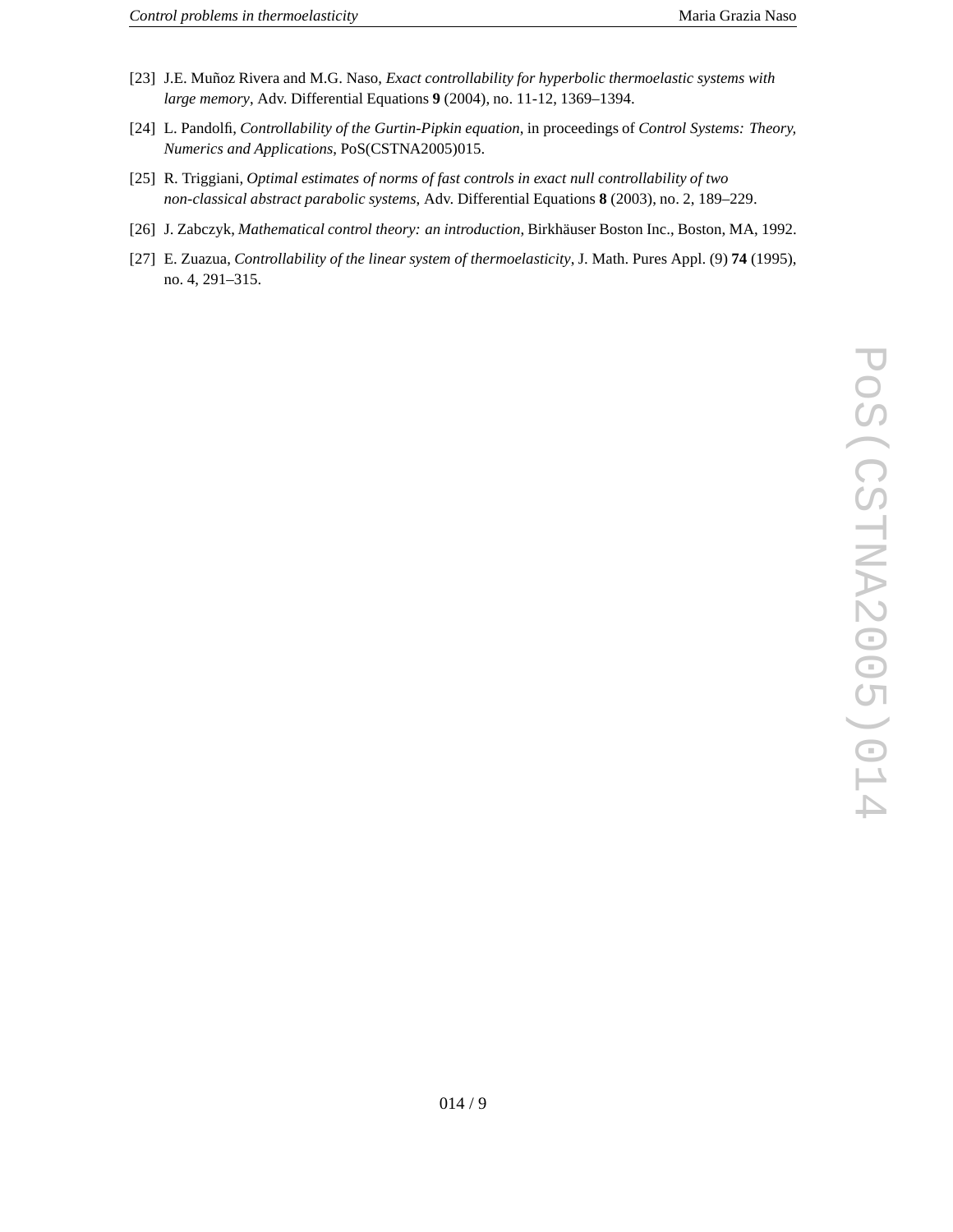[23] J.E. Muñoz Rivera and M.G. Naso, *Exact controllability for hyperbolic thermoelastic systems with large memory*, Adv. Differential Equations **9** (2004), no. 11-12, 1369–1394.

[24] L. Pandolfi, *Controllability of the Gurtin-Pipkin equation*, in proceedings of *Control Systems: Theory, Numerics and Applications*, PoS(CSTNA2005)015.

[25] R. Triggiani, *Optimal estimates of norms of fast controls in exact null controllability of two non-classical abstract parabolic systems*, Adv. Differential Equations **8** (2003), no. 2, 189–229.

[26] J. Zabczyk, *Mathematical control theory: an introduction*, Birkhäuser Boston Inc., Boston, MA, 1992.

[27] E. Zuazua, *Controllability of the linear system of thermoelasticity*, J. Math. Pures Appl. (9) **74** (1995), no. 4, 291–315.